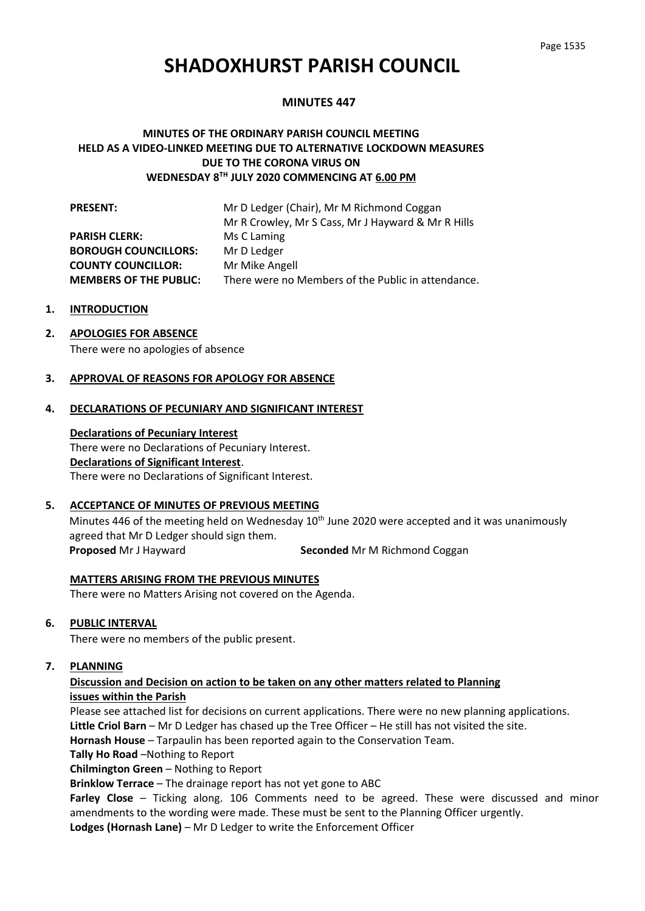# SHADOXHURST PARISH COUNCIL

## MINUTES 447

### MINUTES OF THE ORDINARY PARISH COUNCIL MEETING HELD AS A VIDEO-LINKED MEETING DUE TO ALTERNATIVE LOCKDOWN MEASURES DUE TO THE CORONA VIRUS ON WEDNESDAY 8TH JULY 2020 COMMENCING AT 6.00 PM

| | |
|---|---|
| **PRESENT:** | Mr D Ledger (Chair), Mr M Richmond Coggan<br>Mr R Crowley, Mr S Cass, Mr J Hayward & Mr R Hills |
| **PARISH CLERK:** | Ms C Laming |
| **BOROUGH COUNCILLORS:** | Mr D Ledger |
| **COUNTY COUNCILLOR:** | Mr Mike Angell |
| **MEMBERS OF THE PUBLIC:** | There were no Members of the Public in attendance. |

1. **INTRODUCTION**

2. **APOLOGIES FOR ABSENCE**
   There were no apologies of absence

3. **APPROVAL OF REASONS FOR APOLOGY FOR ABSENCE**

4. **DECLARATIONS OF PECUNIARY AND SIGNIFICANT INTEREST**

   **Declarations of Pecuniary Interest**
   There were no Declarations of Pecuniary Interest.
   **Declarations of Significant Interest**.
   There were no Declarations of Significant Interest.

5. **ACCEPTANCE OF MINUTES OF PREVIOUS MEETING**
   Minutes 446 of the meeting held on Wednesday 10th June 2020 were accepted and it was unanimously agreed that Mr D Ledger should sign them.
   **Proposed** Mr J Hayward **Seconded** Mr M Richmond Coggan

   **MATTERS ARISING FROM THE PREVIOUS MINUTES**
   There were no Matters Arising not covered on the Agenda.

6. **PUBLIC INTERVAL**
   There were no members of the public present.

7. **PLANNING**
   **Discussion and Decision on action to be taken on any other matters related to Planning issues within the Parish**
   Please see attached list for decisions on current applications. There were no new planning applications.
   **Little Criol Barn** – Mr D Ledger has chased up the Tree Officer – He still has not visited the site.
   **Hornash House** – Tarpaulin has been reported again to the Conservation Team.
   **Tally Ho Road** –Nothing to Report
   **Chilmington Green** – Nothing to Report
   **Brinklow Terrace** – The drainage report has not yet gone to ABC
   **Farley Close** – Ticking along. 106 Comments need to be agreed. These were discussed and minor amendments to the wording were made. These must be sent to the Planning Officer urgently.
   **Lodges (Hornash Lane)** – Mr D Ledger to write the Enforcement Officer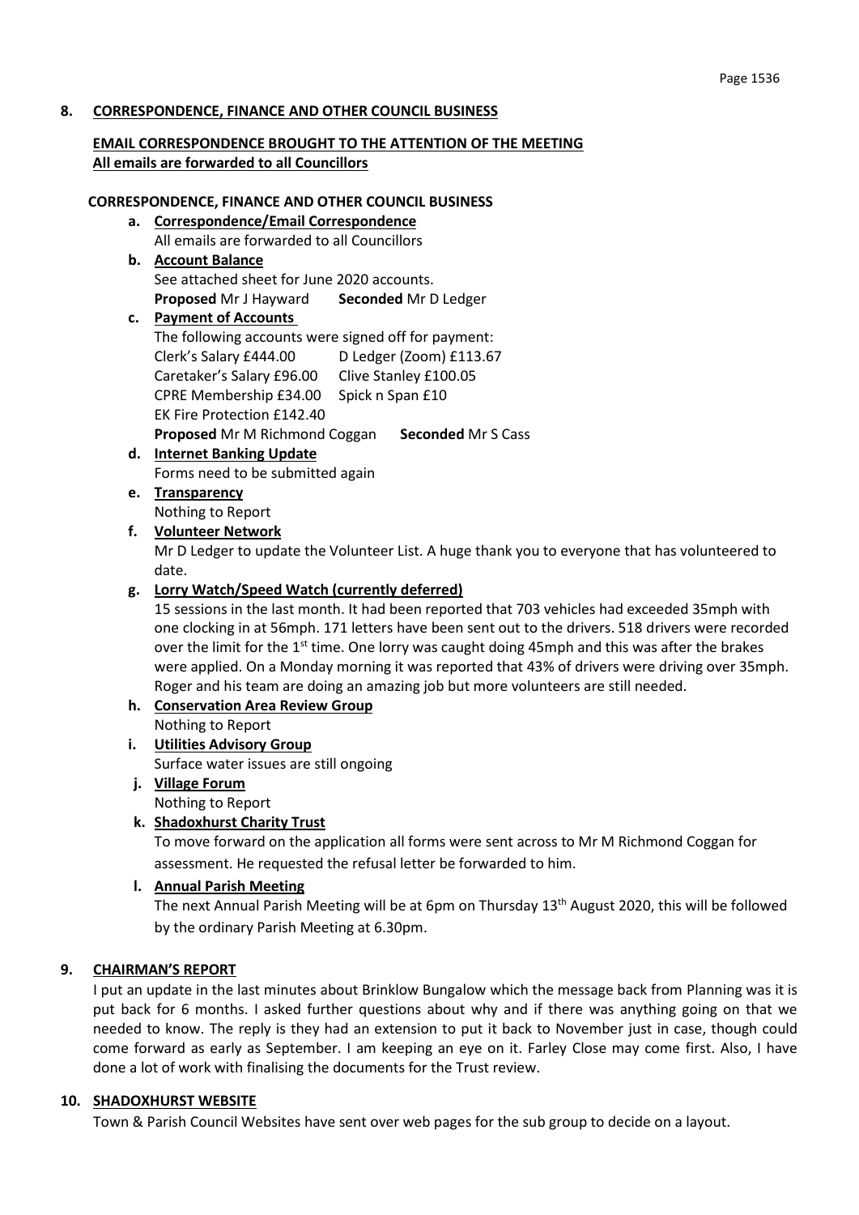## 8. CORRESPONDENCE, FINANCE AND OTHER COUNCIL BUSINESS

**EMAIL CORRESPONDENCE BROUGHT TO THE ATTENTION OF THE MEETING**
**All emails are forwarded to all Councillors**

**CORRESPONDENCE, FINANCE AND OTHER COUNCIL BUSINESS**

a. **Correspondence/Email Correspondence**
   All emails are forwarded to all Councillors

b. **Account Balance**
   See attached sheet for June 2020 accounts.
   **Proposed** Mr J Hayward **Seconded** Mr D Ledger

c. **Payment of Accounts**
   The following accounts were signed off for payment:

   | | |
   |---|---|
   | Clerk's Salary £444.00 | D Ledger (Zoom) £113.67 |
   | Caretaker's Salary £96.00 | Clive Stanley £100.05 |
   | CPRE Membership £34.00 | Spick n Span £10 |
   | EK Fire Protection £142.40 | |

   **Proposed** Mr M Richmond Coggan **Seconded** Mr S Cass

d. **Internet Banking Update**
   Forms need to be submitted again

e. **Transparency**
   Nothing to Report

f. **Volunteer Network**
   Mr D Ledger to update the Volunteer List. A huge thank you to everyone that has volunteered to date.

g. **Lorry Watch/Speed Watch (currently deferred)**
   15 sessions in the last month. It had been reported that 703 vehicles had exceeded 35mph with one clocking in at 56mph. 171 letters have been sent out to the drivers. 518 drivers were recorded over the limit for the 1st time. One lorry was caught doing 45mph and this was after the brakes were applied. On a Monday morning it was reported that 43% of drivers were driving over 35mph. Roger and his team are doing an amazing job but more volunteers are still needed.

h. **Conservation Area Review Group**
   Nothing to Report

i. **Utilities Advisory Group**
   Surface water issues are still ongoing

j. **Village Forum**
   Nothing to Report

k. **Shadoxhurst Charity Trust**
   To move forward on the application all forms were sent across to Mr M Richmond Coggan for assessment. He requested the refusal letter be forwarded to him.

l. **Annual Parish Meeting**
   The next Annual Parish Meeting will be at 6pm on Thursday 13th August 2020, this will be followed by the ordinary Parish Meeting at 6.30pm.

## 9. CHAIRMAN'S REPORT

I put an update in the last minutes about Brinklow Bungalow which the message back from Planning was it is put back for 6 months. I asked further questions about why and if there was anything going on that we needed to know. The reply is they had an extension to put it back to November just in case, though could come forward as early as September. I am keeping an eye on it. Farley Close may come first. Also, I have done a lot of work with finalising the documents for the Trust review.

## 10. SHADOXHURST WEBSITE

Town & Parish Council Websites have sent over web pages for the sub group to decide on a layout.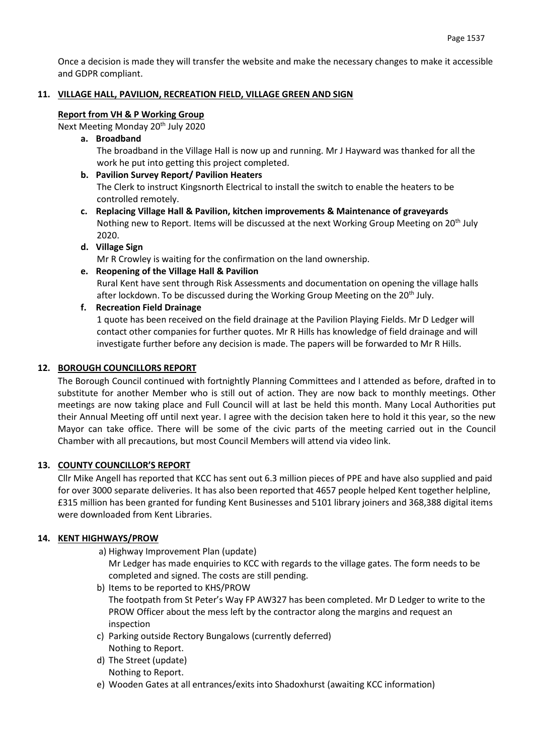Once a decision is made they will transfer the website and make the necessary changes to make it accessible and GDPR compliant.

## 11. VILLAGE HALL, PAVILION, RECREATION FIELD, VILLAGE GREEN AND SIGN

**Report from VH & P Working Group**

Next Meeting Monday 20th July 2020

a. **Broadband**

   The broadband in the Village Hall is now up and running. Mr J Hayward was thanked for all the work he put into getting this project completed.

b. **Pavilion Survey Report/ Pavilion Heaters**

   The Clerk to instruct Kingsnorth Electrical to install the switch to enable the heaters to be controlled remotely.

c. **Replacing Village Hall & Pavilion, kitchen improvements & Maintenance of graveyards**

   Nothing new to Report. Items will be discussed at the next Working Group Meeting on 20th July 2020.

d. **Village Sign**

   Mr R Crowley is waiting for the confirmation on the land ownership.

e. **Reopening of the Village Hall & Pavilion**

   Rural Kent have sent through Risk Assessments and documentation on opening the village halls after lockdown. To be discussed during the Working Group Meeting on the 20th July.

f. **Recreation Field Drainage**

   1 quote has been received on the field drainage at the Pavilion Playing Fields. Mr D Ledger will contact other companies for further quotes. Mr R Hills has knowledge of field drainage and will investigate further before any decision is made. The papers will be forwarded to Mr R Hills.

## 12. BOROUGH COUNCILLORS REPORT

The Borough Council continued with fortnightly Planning Committees and I attended as before, drafted in to substitute for another Member who is still out of action. They are now back to monthly meetings. Other meetings are now taking place and Full Council will at last be held this month. Many Local Authorities put their Annual Meeting off until next year. I agree with the decision taken here to hold it this year, so the new Mayor can take office. There will be some of the civic parts of the meeting carried out in the Council Chamber with all precautions, but most Council Members will attend via video link.

## 13. COUNTY COUNCILLOR'S REPORT

Cllr Mike Angell has reported that KCC has sent out 6.3 million pieces of PPE and have also supplied and paid for over 3000 separate deliveries. It has also been reported that 4657 people helped Kent together helpline, £315 million has been granted for funding Kent Businesses and 5101 library joiners and 368,388 digital items were downloaded from Kent Libraries.

## 14. KENT HIGHWAYS/PROW

a) Highway Improvement Plan (update)

   Mr Ledger has made enquiries to KCC with regards to the village gates. The form needs to be completed and signed. The costs are still pending.

b) Items to be reported to KHS/PROW

   The footpath from St Peter's Way FP AW327 has been completed. Mr D Ledger to write to the PROW Officer about the mess left by the contractor along the margins and request an inspection

c) Parking outside Rectory Bungalows (currently deferred)

   Nothing to Report.

d) The Street (update)

   Nothing to Report.

e) Wooden Gates at all entrances/exits into Shadoxhurst (awaiting KCC information)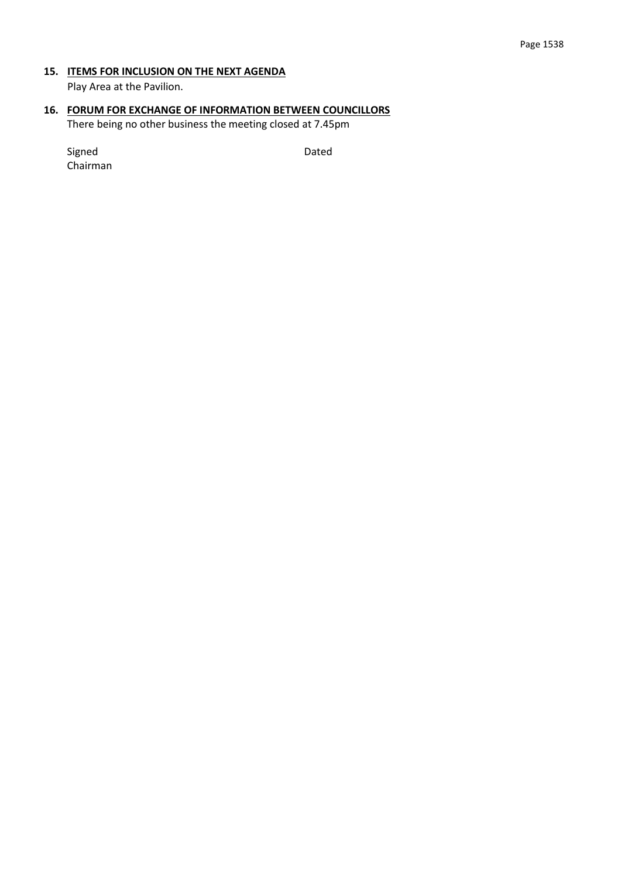**15. ITEMS FOR INCLUSION ON THE NEXT AGENDA**

Play Area at the Pavilion.

**16. FORUM FOR EXCHANGE OF INFORMATION BETWEEN COUNCILLORS**

There being no other business the meeting closed at 7.45pm

Signed Dated

Chairman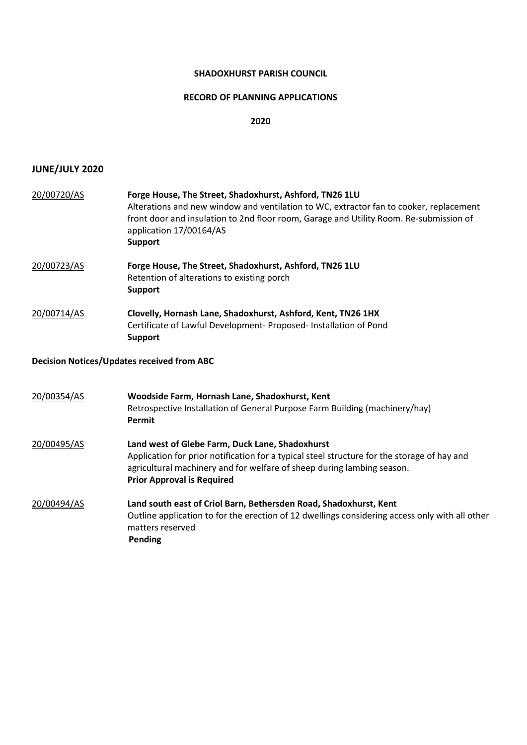**SHADOXHURST PARISH COUNCIL**

**RECORD OF PLANNING APPLICATIONS**

**2020**

## JUNE/JULY 2020

20/00720/AS **Forge House, The Street, Shadoxhurst, Ashford, TN26 1LU**
Alterations and new window and ventilation to WC, extractor fan to cooker, replacement front door and insulation to 2nd floor room, Garage and Utility Room. Re-submission of application 17/00164/AS
**Support**

20/00723/AS **Forge House, The Street, Shadoxhurst, Ashford, TN26 1LU**
Retention of alterations to existing porch
**Support**

20/00714/AS **Clovelly, Hornash Lane, Shadoxhurst, Ashford, Kent, TN26 1HX**
Certificate of Lawful Development- Proposed- Installation of Pond
**Support**

**Decision Notices/Updates received from ABC**

20/00354/AS **Woodside Farm, Hornash Lane, Shadoxhurst, Kent**
Retrospective Installation of General Purpose Farm Building (machinery/hay)
**Permit**

20/00495/AS **Land west of Glebe Farm, Duck Lane, Shadoxhurst**
Application for prior notification for a typical steel structure for the storage of hay and agricultural machinery and for welfare of sheep during lambing season.
**Prior Approval is Required**

20/00494/AS **Land south east of Criol Barn, Bethersden Road, Shadoxhurst, Kent**
Outline application to for the erection of 12 dwellings considering access only with all other matters reserved
**Pending**